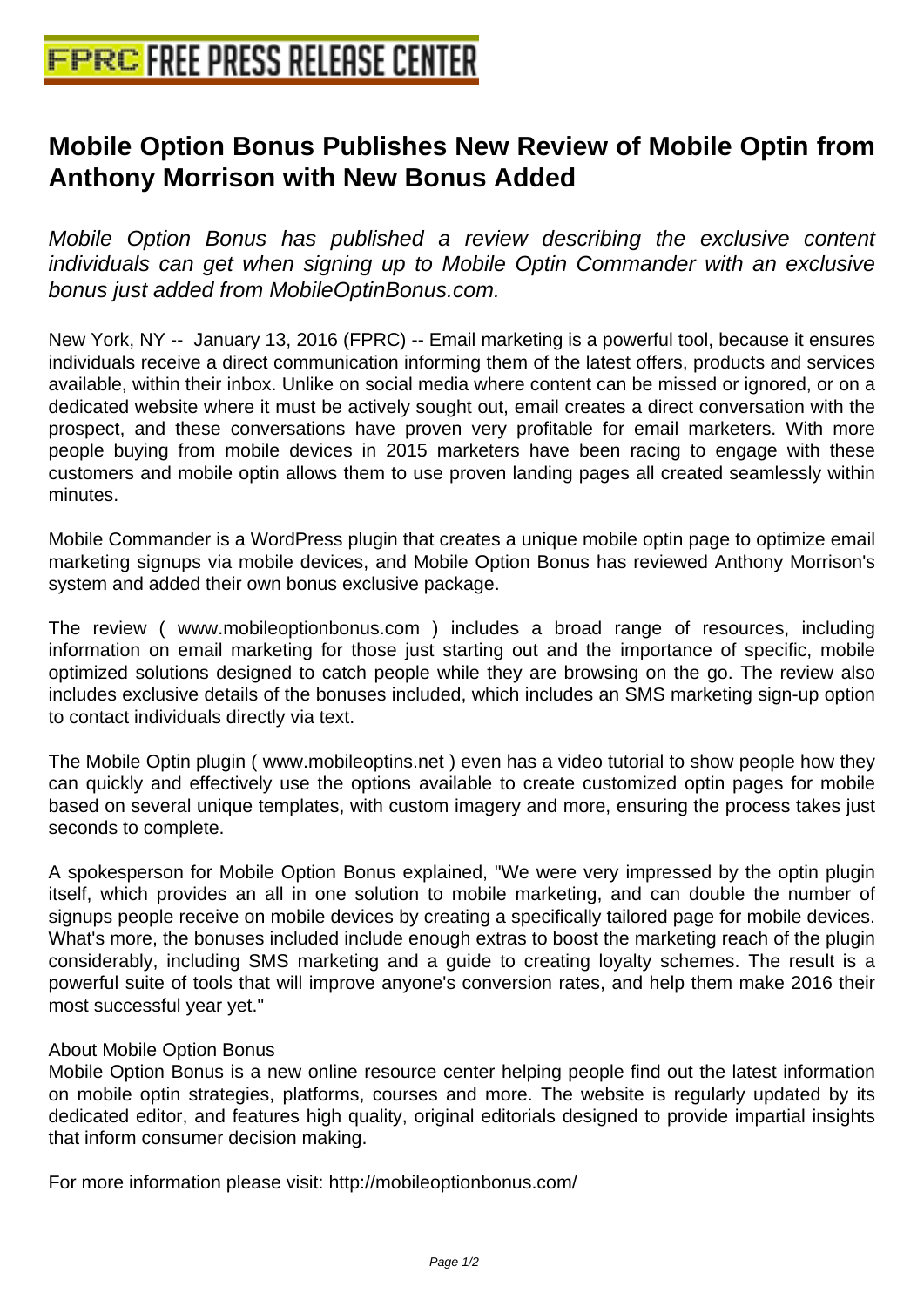# Mobile Option Bonus Publishes New Review of Mobile Optin from Anthony Morrison with New Bonus Added

*Mobile Option Bonus has published a review describing the exclusive content individuals can get when signing up to Mobile Optin Commander with an exclusive bonus just added from MobileOptinBonus.com.*

New York, NY -- January 13, 2016 (FPRC) -- Email marketing is a powerful tool, because it ensures individuals receive a direct communication informing them of the latest offers, products and services available, within their inbox. Unlike on social media where content can be missed or ignored, or on a dedicated website where it must be actively sought out, email creates a direct conversation with the prospect, and these conversations have proven very profitable for email marketers. With more people buying from mobile devices in 2015 marketers have been racing to engage with these customers and mobile optin allows them to use proven landing pages all created seamlessly within minutes.

Mobile Commander is a WordPress plugin that creates a unique mobile optin page to optimize email marketing signups via mobile devices, and Mobile Option Bonus has reviewed Anthony Morrison's system and added their own bonus exclusive package.

The review ( www.mobileoptionbonus.com ) includes a broad range of resources, including information on email marketing for those just starting out and the importance of specific, mobile optimized solutions designed to catch people while they are browsing on the go. The review also includes exclusive details of the bonuses included, which includes an SMS marketing sign-up option to contact individuals directly via text.

The Mobile Optin plugin ( www.mobileoptins.net ) even has a video tutorial to show people how they can quickly and effectively use the options available to create customized optin pages for mobile based on several unique templates, with custom imagery and more, ensuring the process takes just seconds to complete.

A spokesperson for Mobile Option Bonus explained, "We were very impressed by the optin plugin itself, which provides an all in one solution to mobile marketing, and can double the number of signups people receive on mobile devices by creating a specifically tailored page for mobile devices. What's more, the bonuses included include enough extras to boost the marketing reach of the plugin considerably, including SMS marketing and a guide to creating loyalty schemes. The result is a powerful suite of tools that will improve anyone's conversion rates, and help them make 2016 their most successful year yet."

About Mobile Option Bonus
Mobile Option Bonus is a new online resource center helping people find out the latest information on mobile optin strategies, platforms, courses and more. The website is regularly updated by its dedicated editor, and features high quality, original editorials designed to provide impartial insights that inform consumer decision making.

For more information please visit: http://mobileoptionbonus.com/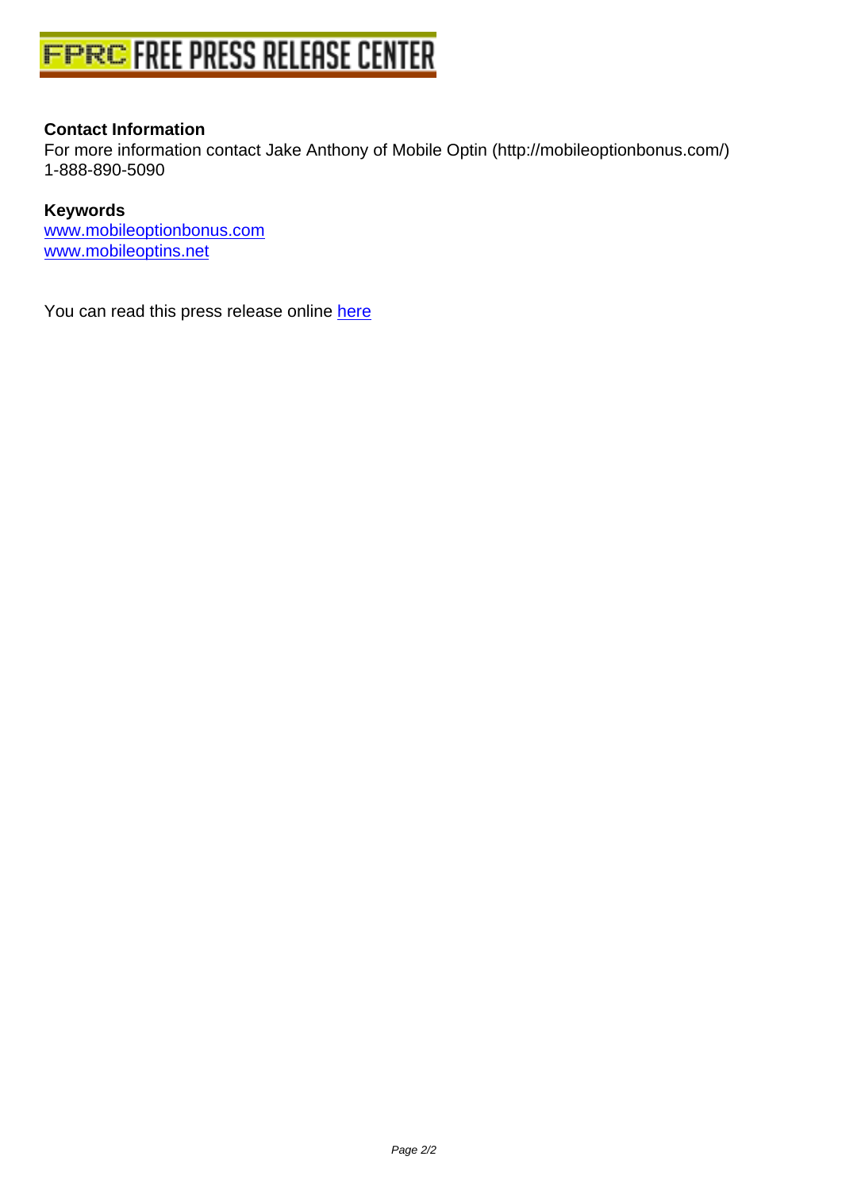FPRC FREE PRESS RELEASE CENTER

**Contact Information**
For more information contact Jake Anthony of Mobile Optin (http://mobileoptionbonus.com/)
1-888-890-5090

**Keywords**
www.mobileoptionbonus.com
www.mobileoptins.net

You can read this press release online here